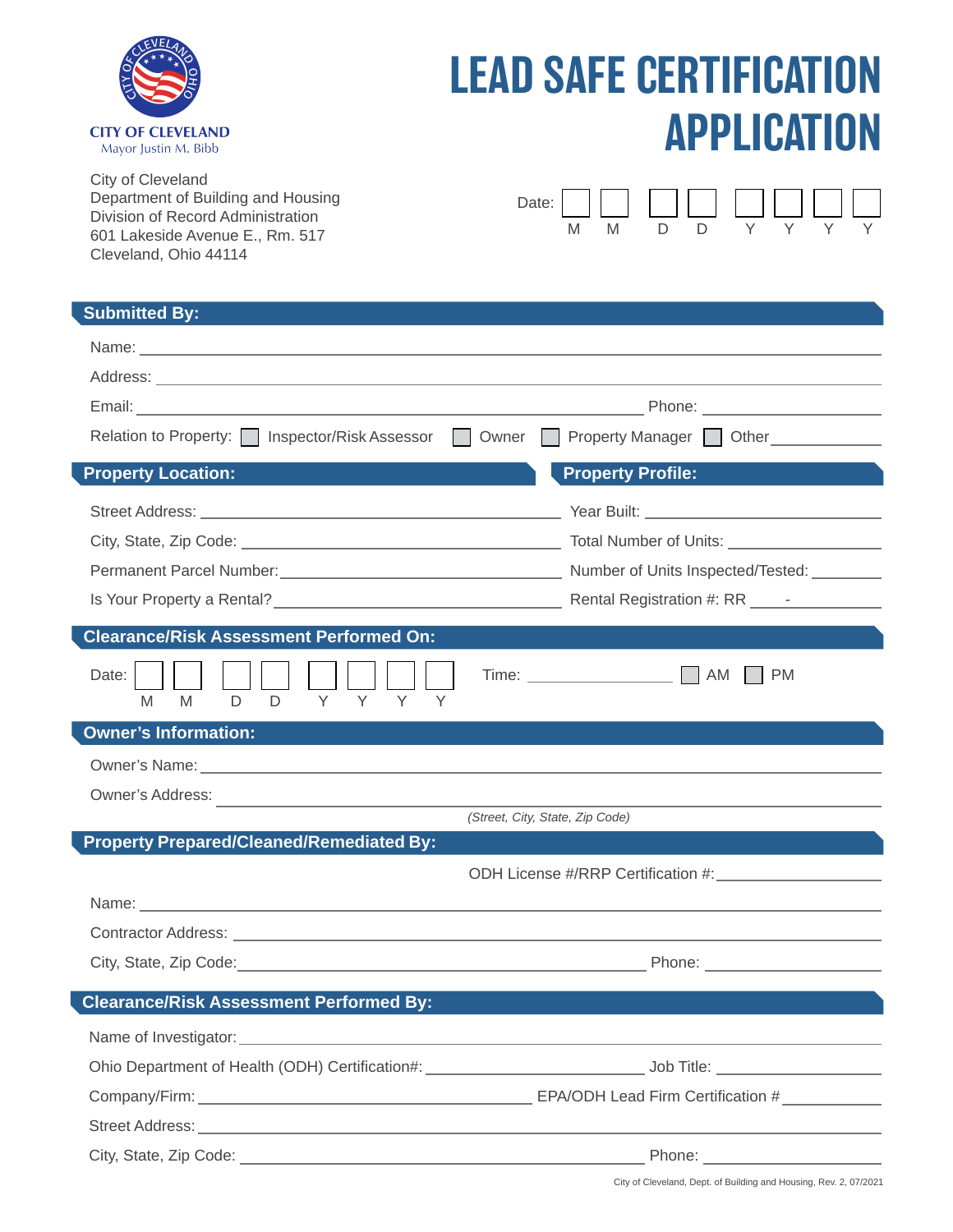**CITY OF CLEVELAND**
Mayor Justin M. Bibb

# LEAD SAFE CERTIFICATION APPLICATION

City of Cleveland
Department of Building and Housing
Division of Record Administration
601 Lakeside Avenue E., Rm. 517
Cleveland, Ohio 44114

Date: ☐☐ ☐☐ ☐☐☐☐
M M D D Y Y Y Y

## Submitted By:

Name: ____________________

Address: ____________________

Email: ____________________ Phone: ____________________

Relation to Property: ☐ Inspector/Risk Assessor ☐ Owner ☐ Property Manager ☐ Other____________

## Property Location:

Street Address: ____________________

City, State, Zip Code: ____________________

Permanent Parcel Number: ____________________

Is Your Property a Rental? ____________________

## Property Profile:

Year Built: ____________________

Total Number of Units: ____________________

Number of Units Inspected/Tested: ____________________

Rental Registration #: RR ____ - ____

## Clearance/Risk Assessment Performed On:

Date: ☐☐ ☐☐ ☐☐☐☐
M M D D Y Y Y Y

Time: ____________ ☐ AM ☐ PM

## Owner's Information:

Owner's Name: ____________________

Owner's Address: ____________________
*(Street, City, State, Zip Code)*

## Property Prepared/Cleaned/Remediated By:

ODH License #/RRP Certification #: ____________________

Name: ____________________

Contractor Address: ____________________

City, State, Zip Code: ____________________ Phone: ____________________

## Clearance/Risk Assessment Performed By:

Name of Investigator: ____________________

Ohio Department of Health (ODH) Certification#: ____________________ Job Title: ____________________

Company/Firm: ____________________ EPA/ODH Lead Firm Certification # ____________________

Street Address: ____________________

City, State, Zip Code: ____________________ Phone: ____________________

City of Cleveland, Dept. of Building and Housing, Rev. 2, 07/2021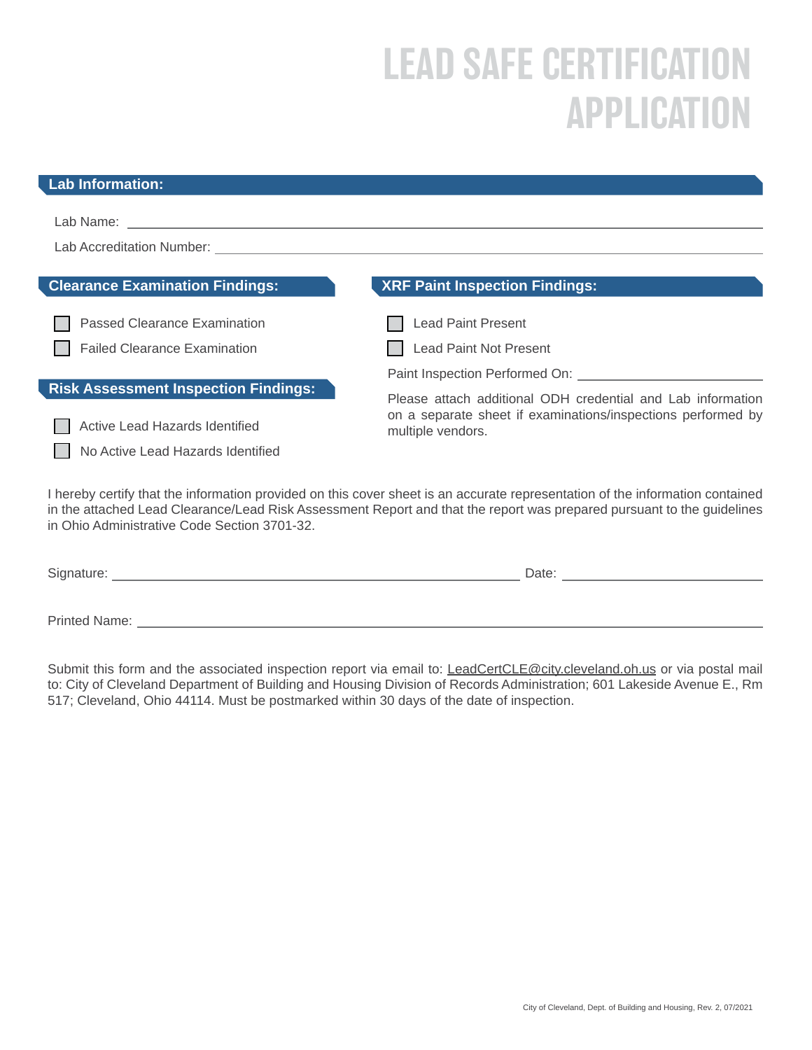# LEAD SAFE CERTIFICATION APPLICATION

## Lab Information:

Lab Name: ______________________________________________

Lab Accreditation Number: ______________________________________________

## Clearance Examination Findings:

- ☐ Passed Clearance Examination
- ☐ Failed Clearance Examination

## Risk Assessment Inspection Findings:

- ☐ Active Lead Hazards Identified
- ☐ No Active Lead Hazards Identified

## XRF Paint Inspection Findings:

- ☐ Lead Paint Present
- ☐ Lead Paint Not Present

Paint Inspection Performed On: ______________________

Please attach additional ODH credential and Lab information on a separate sheet if examinations/inspections performed by multiple vendors.

I hereby certify that the information provided on this cover sheet is an accurate representation of the information contained in the attached Lead Clearance/Lead Risk Assessment Report and that the report was prepared pursuant to the guidelines in Ohio Administrative Code Section 3701-32.

Signature: ______________________________________________ Date: ______________________

Printed Name: ______________________________________________

Submit this form and the associated inspection report via email to: LeadCertCLE@city.cleveland.oh.us or via postal mail to: City of Cleveland Department of Building and Housing Division of Records Administration; 601 Lakeside Avenue E., Rm 517; Cleveland, Ohio 44114. Must be postmarked within 30 days of the date of inspection.

City of Cleveland, Dept. of Building and Housing, Rev. 2, 07/2021